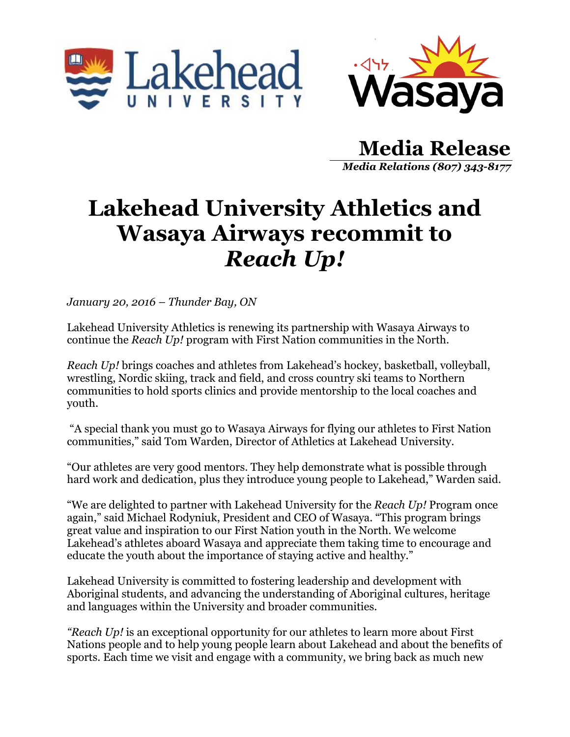# Media Release

***Media Relations (807) 343-8177***

# Lakehead University Athletics and Wasaya Airways recommit to *Reach Up!*

*January 20, 2016 – Thunder Bay, ON*

Lakehead University Athletics is renewing its partnership with Wasaya Airways to continue the *Reach Up!* program with First Nation communities in the North.

*Reach Up!* brings coaches and athletes from Lakehead's hockey, basketball, volleyball, wrestling, Nordic skiing, track and field, and cross country ski teams to Northern communities to hold sports clinics and provide mentorship to the local coaches and youth.

"A special thank you must go to Wasaya Airways for flying our athletes to First Nation communities," said Tom Warden, Director of Athletics at Lakehead University.

"Our athletes are very good mentors. They help demonstrate what is possible through hard work and dedication, plus they introduce young people to Lakehead," Warden said.

"We are delighted to partner with Lakehead University for the *Reach Up!* Program once again," said Michael Rodyniuk, President and CEO of Wasaya. "This program brings great value and inspiration to our First Nation youth in the North. We welcome Lakehead's athletes aboard Wasaya and appreciate them taking time to encourage and educate the youth about the importance of staying active and healthy."

Lakehead University is committed to fostering leadership and development with Aboriginal students, and advancing the understanding of Aboriginal cultures, heritage and languages within the University and broader communities.

*"Reach Up!* is an exceptional opportunity for our athletes to learn more about First Nations people and to help young people learn about Lakehead and about the benefits of sports. Each time we visit and engage with a community, we bring back as much new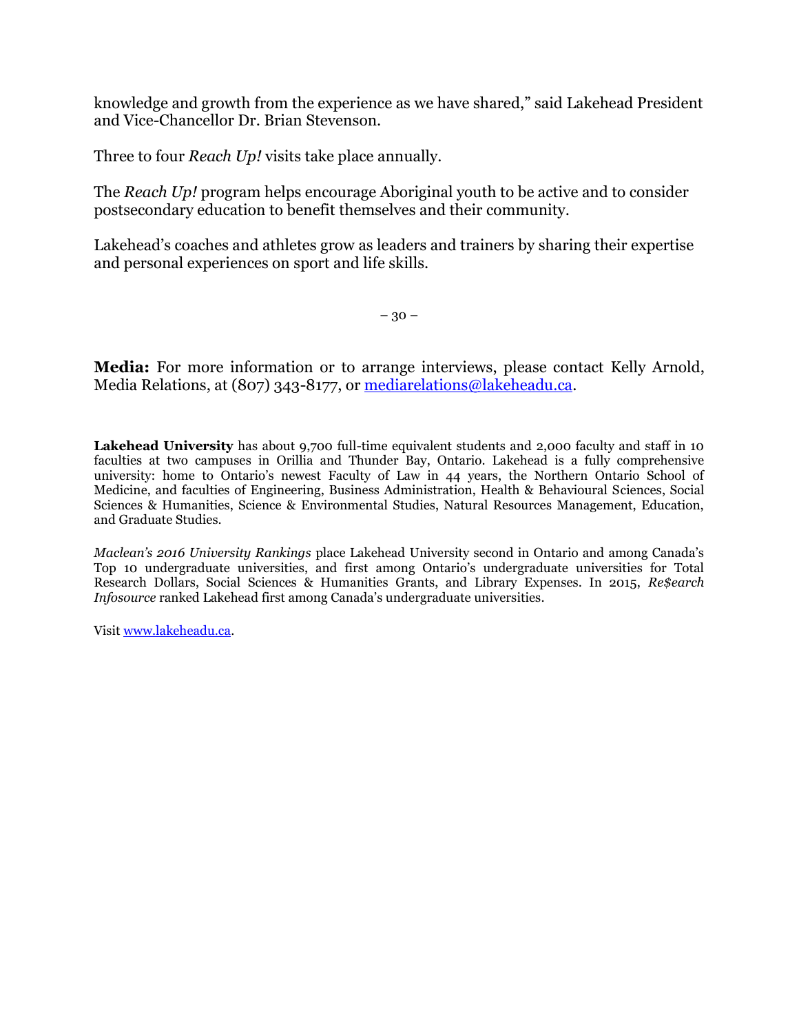knowledge and growth from the experience as we have shared," said Lakehead President and Vice-Chancellor Dr. Brian Stevenson.

Three to four *Reach Up!* visits take place annually.

The *Reach Up!* program helps encourage Aboriginal youth to be active and to consider postsecondary education to benefit themselves and their community.

Lakehead's coaches and athletes grow as leaders and trainers by sharing their expertise and personal experiences on sport and life skills.

– 30 –

**Media:** For more information or to arrange interviews, please contact Kelly Arnold, Media Relations, at (807) 343-8177, or [mediarelations@lakeheadu.ca](mailto:mediarelations@lakeheadu.ca).

**Lakehead University** has about 9,700 full-time equivalent students and 2,000 faculty and staff in 10 faculties at two campuses in Orillia and Thunder Bay, Ontario. Lakehead is a fully comprehensive university: home to Ontario's newest Faculty of Law in 44 years, the Northern Ontario School of Medicine, and faculties of Engineering, Business Administration, Health & Behavioural Sciences, Social Sciences & Humanities, Science & Environmental Studies, Natural Resources Management, Education, and Graduate Studies.

*Maclean's 2016 University Rankings* place Lakehead University second in Ontario and among Canada's Top 10 undergraduate universities, and first among Ontario's undergraduate universities for Total Research Dollars, Social Sciences & Humanities Grants, and Library Expenses. In 2015, *Re$earch Infosource* ranked Lakehead first among Canada's undergraduate universities.

Visit [www.lakeheadu.ca](http://www.lakeheadu.ca).